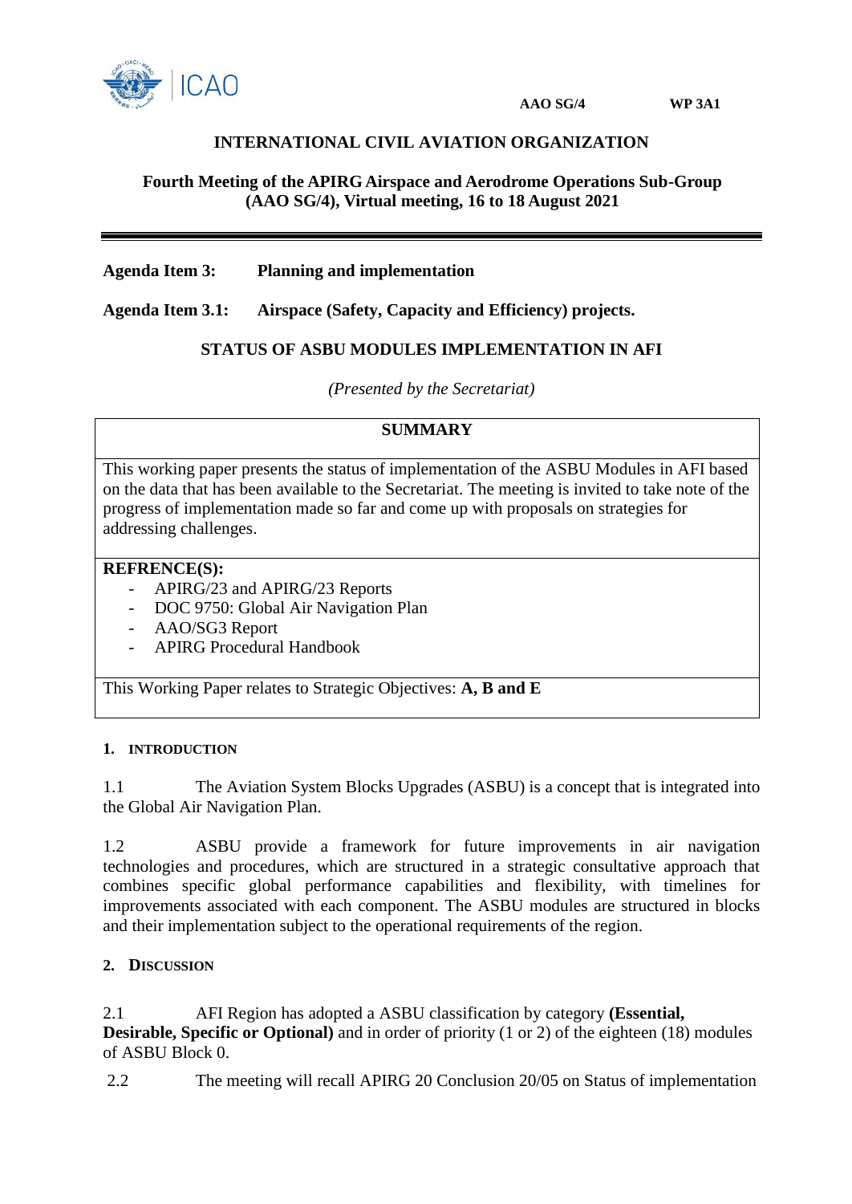AAO SG/4 WP 3A1

# INTERNATIONAL CIVIL AVIATION ORGANIZATION

**Fourth Meeting of the APIRG Airspace and Aerodrome Operations Sub-Group (AAO SG/4), Virtual meeting, 16 to 18 August 2021**

---

**Agenda Item 3: Planning and implementation**

**Agenda Item 3.1: Airspace (Safety, Capacity and Efficiency) projects.**

## STATUS OF ASBU MODULES IMPLEMENTATION IN AFI

*(Presented by the Secretariat)*

| **SUMMARY** |
|---|
| This working paper presents the status of implementation of the ASBU Modules in AFI based on the data that has been available to the Secretariat. The meeting is invited to take note of the progress of implementation made so far and come up with proposals on strategies for addressing challenges. |
| **REFRENCE(S):**<br>- APIRG/23 and APIRG/23 Reports<br>- DOC 9750: Global Air Navigation Plan<br>- AAO/SG3 Report<br>- APIRG Procedural Handbook |
| This Working Paper relates to Strategic Objectives: **A, B and E** |

### 1. INTRODUCTION

1.1 The Aviation System Blocks Upgrades (ASBU) is a concept that is integrated into the Global Air Navigation Plan.

1.2 ASBU provide a framework for future improvements in air navigation technologies and procedures, which are structured in a strategic consultative approach that combines specific global performance capabilities and flexibility, with timelines for improvements associated with each component. The ASBU modules are structured in blocks and their implementation subject to the operational requirements of the region.

### 2. DISCUSSION

2.1 AFI Region has adopted a ASBU classification by category **(Essential, Desirable, Specific or Optional)** and in order of priority (1 or 2) of the eighteen (18) modules of ASBU Block 0.

2.2 The meeting will recall APIRG 20 Conclusion 20/05 on Status of implementation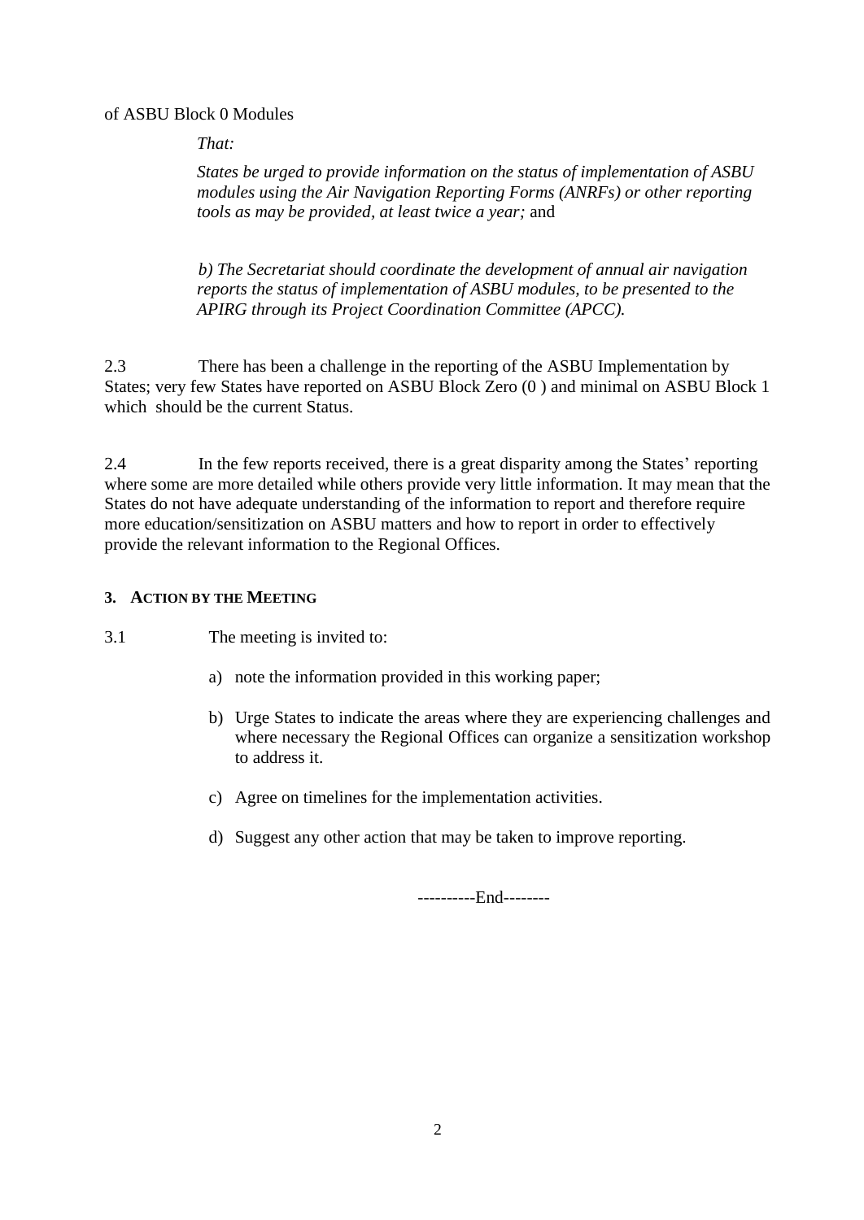of ASBU Block 0 Modules

*That:*

*States be urged to provide information on the status of implementation of ASBU modules using the Air Navigation Reporting Forms (ANRFs) or other reporting tools as may be provided, at least twice a year;* and

*b) The Secretariat should coordinate the development of annual air navigation reports the status of implementation of ASBU modules, to be presented to the APIRG through its Project Coordination Committee (APCC).*

2.3 There has been a challenge in the reporting of the ASBU Implementation by States; very few States have reported on ASBU Block Zero (0 ) and minimal on ASBU Block 1 which should be the current Status.

2.4 In the few reports received, there is a great disparity among the States' reporting where some are more detailed while others provide very little information. It may mean that the States do not have adequate understanding of the information to report and therefore require more education/sensitization on ASBU matters and how to report in order to effectively provide the relevant information to the Regional Offices.

## 3. ACTION BY THE MEETING

3.1 The meeting is invited to:

a) note the information provided in this working paper;

b) Urge States to indicate the areas where they are experiencing challenges and where necessary the Regional Offices can organize a sensitization workshop to address it.

c) Agree on timelines for the implementation activities.

d) Suggest any other action that may be taken to improve reporting.

----------End--------